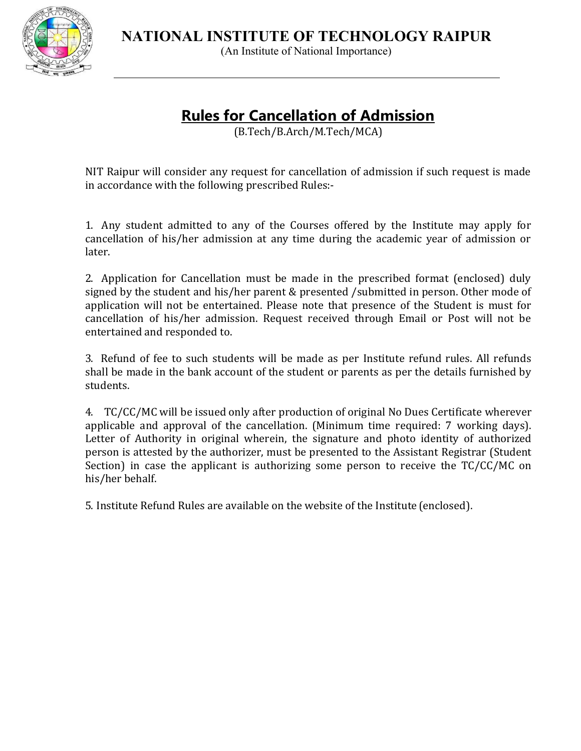# NATIONAL INSTITUTE OF TECHNOLOGY RAIPUR

(An Institute of National Importance)

## Rules for Cancellation of Admission

(B.Tech/B.Arch/M.Tech/MCA)

NIT Raipur will consider any request for cancellation of admission if such request is made in accordance with the following prescribed Rules:-

1. Any student admitted to any of the Courses offered by the Institute may apply for cancellation of his/her admission at any time during the academic year of admission or later.

2. Application for Cancellation must be made in the prescribed format (enclosed) duly signed by the student and his/her parent & presented /submitted in person. Other mode of application will not be entertained. Please note that presence of the Student is must for cancellation of his/her admission. Request received through Email or Post will not be entertained and responded to.

3. Refund of fee to such students will be made as per Institute refund rules. All refunds shall be made in the bank account of the student or parents as per the details furnished by students.

4. TC/CC/MC will be issued only after production of original No Dues Certificate wherever applicable and approval of the cancellation. (Minimum time required: 7 working days). Letter of Authority in original wherein, the signature and photo identity of authorized person is attested by the authorizer, must be presented to the Assistant Registrar (Student Section) in case the applicant is authorizing some person to receive the TC/CC/MC on his/her behalf.

5. Institute Refund Rules are available on the website of the Institute (enclosed).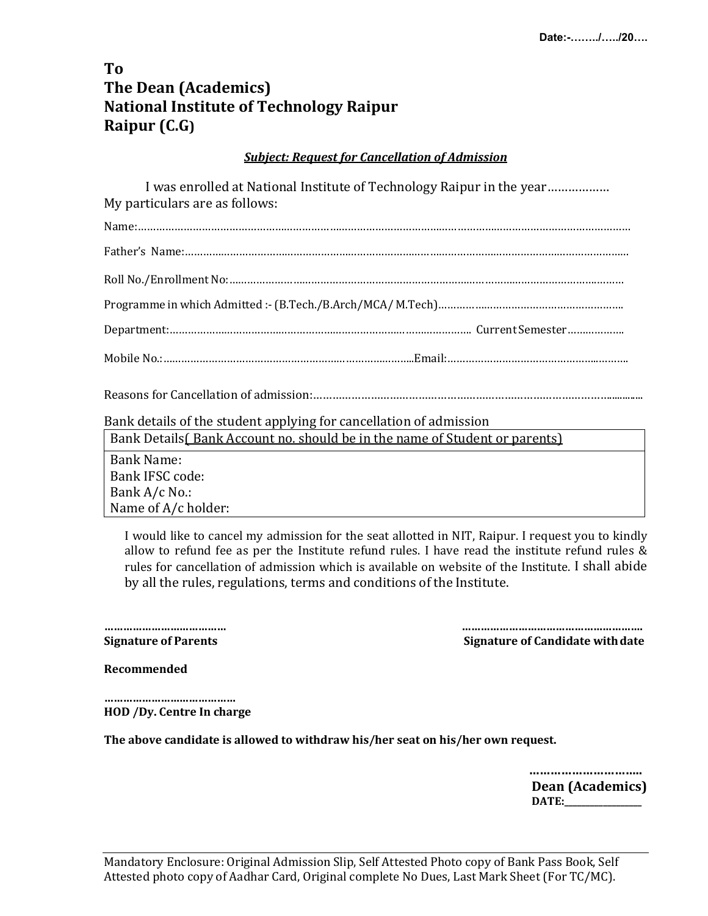Date:-……../…../20….

**To**
**The Dean (Academics)**
**National Institute of Technology Raipur**
**Raipur (C.G)**

***<u>Subject: Request for Cancellation of Admission</u>***

I was enrolled at National Institute of Technology Raipur in the year………………
My particulars are as follows:

Name:…………………………………………………………………………………………………………………………………………

Father's Name:………………………………………………………………………………………………………………………………

Roll No./Enrollment No: ………………………………………………………………………………………………………………

Programme in which Admitted :- (B.Tech./B.Arch/MCA/ M.Tech)……………………………………………………

Department:…………………………………………………………………………………… Current Semester………………

Mobile No.: ………………………………………………………………………Email:………………………………………………

Reasons for Cancellation of admission:…………………………………………………………………………………………

Bank details of the student applying for cancellation of admission

| Bank Details<u>( Bank Account no. should be in the name of Student or parents)</u> |
|---|
| Bank Name:<br>Bank IFSC code:<br>Bank A/c No.:<br>Name of A/c holder: |

I would like to cancel my admission for the seat allotted in NIT, Raipur. I request you to kindly allow to refund fee as per the Institute refund rules. I have read the institute refund rules & rules for cancellation of admission which is available on website of the Institute. I shall abide by all the rules, regulations, terms and conditions of the Institute.

……………………………… ………………………………………………
**Signature of Parents** **Signature of Candidate with date**

**Recommended**

………………………………….
**HOD /Dy. Centre In charge**

**The above candidate is allowed to withdraw his/her seat on his/her own request.**

…………………………..
**Dean (Academics)**
**DATE:_______________**

Mandatory Enclosure: Original Admission Slip, Self Attested Photo copy of Bank Pass Book, Self Attested photo copy of Aadhar Card, Original complete No Dues, Last Mark Sheet (For TC/MC).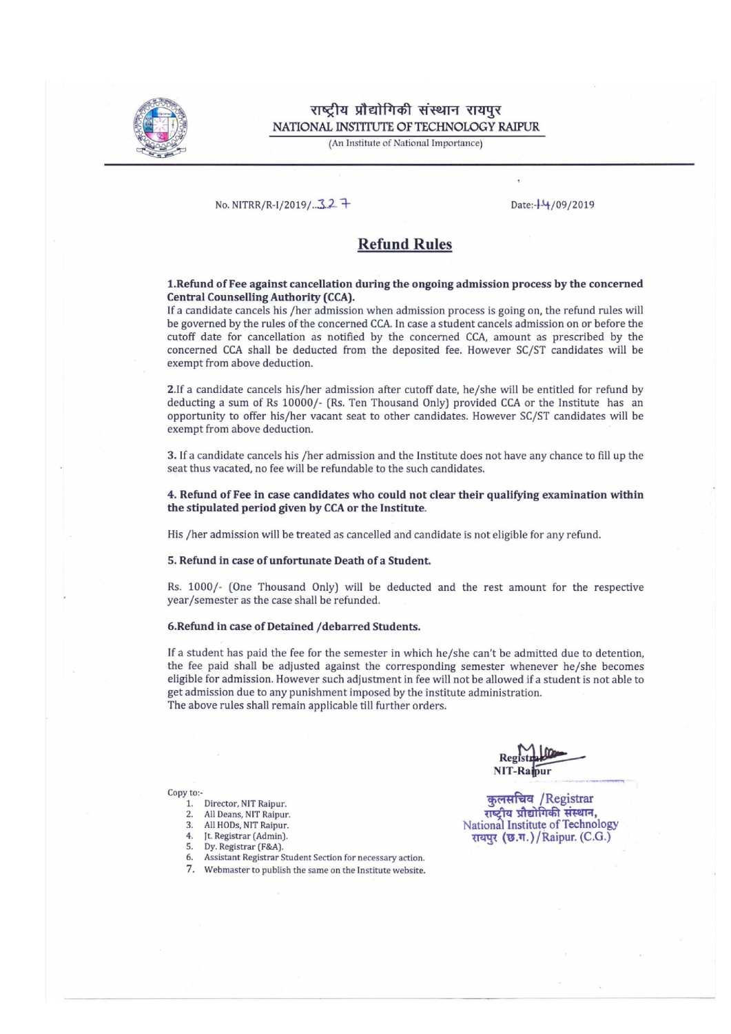राष्ट्रीय प्रौद्योगिकी संस्थान रायपुर

NATIONAL INSTITUTE OF TECHNOLOGY RAIPUR

(An Institute of National Importance)

No. NITRR/R-I/2019/..327

Date:-14/09/2019

## Refund Rules

**1.Refund of Fee against cancellation during the ongoing admission process by the concerned Central Counselling Authority (CCA).**

If a candidate cancels his /her admission when admission process is going on, the refund rules will be governed by the rules of the concerned CCA. In case a student cancels admission on or before the cutoff date for cancellation as notified by the concerned CCA, amount as prescribed by the concerned CCA shall be deducted from the deposited fee. However SC/ST candidates will be exempt from above deduction.

**2.**If a candidate cancels his/her admission after cutoff date, he/she will be entitled for refund by deducting a sum of Rs 10000/- (Rs. Ten Thousand Only) provided CCA or the Institute has an opportunity to offer his/her vacant seat to other candidates. However SC/ST candidates will be exempt from above deduction.

**3.** If a candidate cancels his /her admission and the Institute does not have any chance to fill up the seat thus vacated, no fee will be refundable to the such candidates.

**4. Refund of Fee in case candidates who could not clear their qualifying examination within the stipulated period given by CCA or the Institute.**

His /her admission will be treated as cancelled and candidate is not eligible for any refund.

**5. Refund in case of unfortunate Death of a Student.**

Rs. 1000/- (One Thousand Only) will be deducted and the rest amount for the respective year/semester as the case shall be refunded.

**6.Refund in case of Detained /debarred Students.**

If a student has paid the fee for the semester in which he/she can't be admitted due to detention, the fee paid shall be adjusted against the corresponding semester whenever he/she becomes eligible for admission. However such adjustment in fee will not be allowed if a student is not able to get admission due to any punishment imposed by the institute administration.

The above rules shall remain applicable till further orders.

Registrar
NIT-Raipur

कुलसचिव /Registrar
राष्ट्रीय प्रौद्योगिकी संस्थान,
National Institute of Technology
रायपुर (छ.ग.)/Raipur. (C.G.)

Copy to:-

1. Director, NIT Raipur.
2. All Deans, NIT Raipur.
3. All HODs, NIT Raipur.
4. Jt. Registrar (Admin).
5. Dy. Registrar (F&A).
6. Assistant Registrar Student Section for necessary action.
7. Webmaster to publish the same on the Institute website.